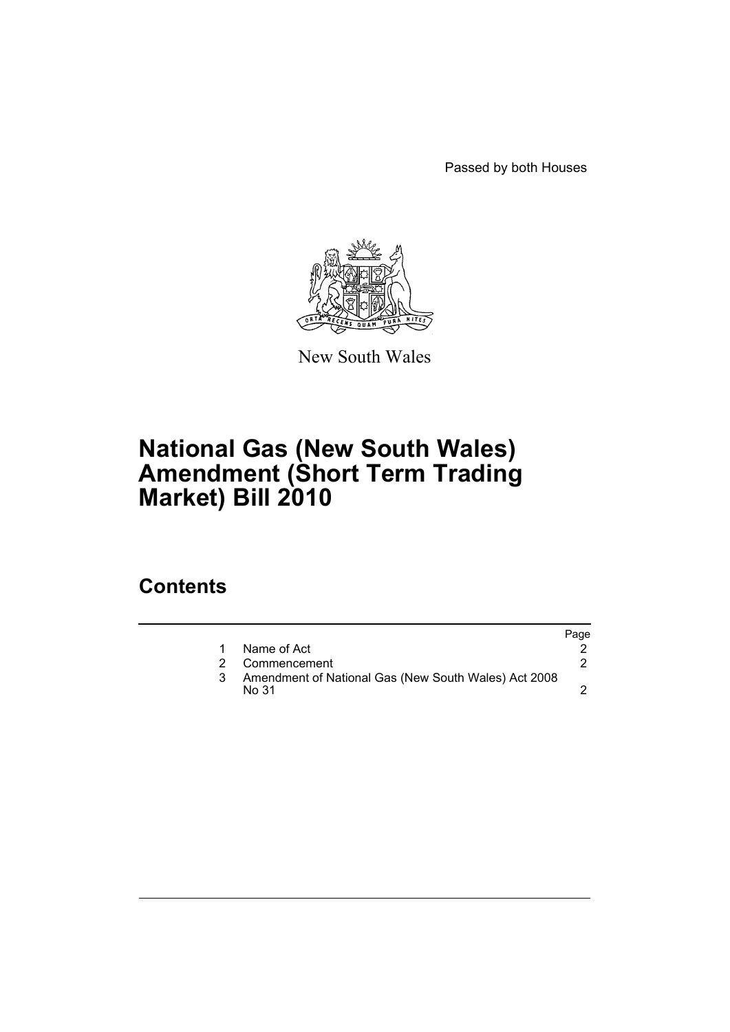Passed by both Houses

New South Wales

# National Gas (New South Wales) Amendment (Short Term Trading Market) Bill 2010

## Contents

| | | Page |
|---|---|---|
| 1 | Name of Act | 2 |
| 2 | Commencement | 2 |
| 3 | Amendment of National Gas (New South Wales) Act 2008 No 31 | 2 |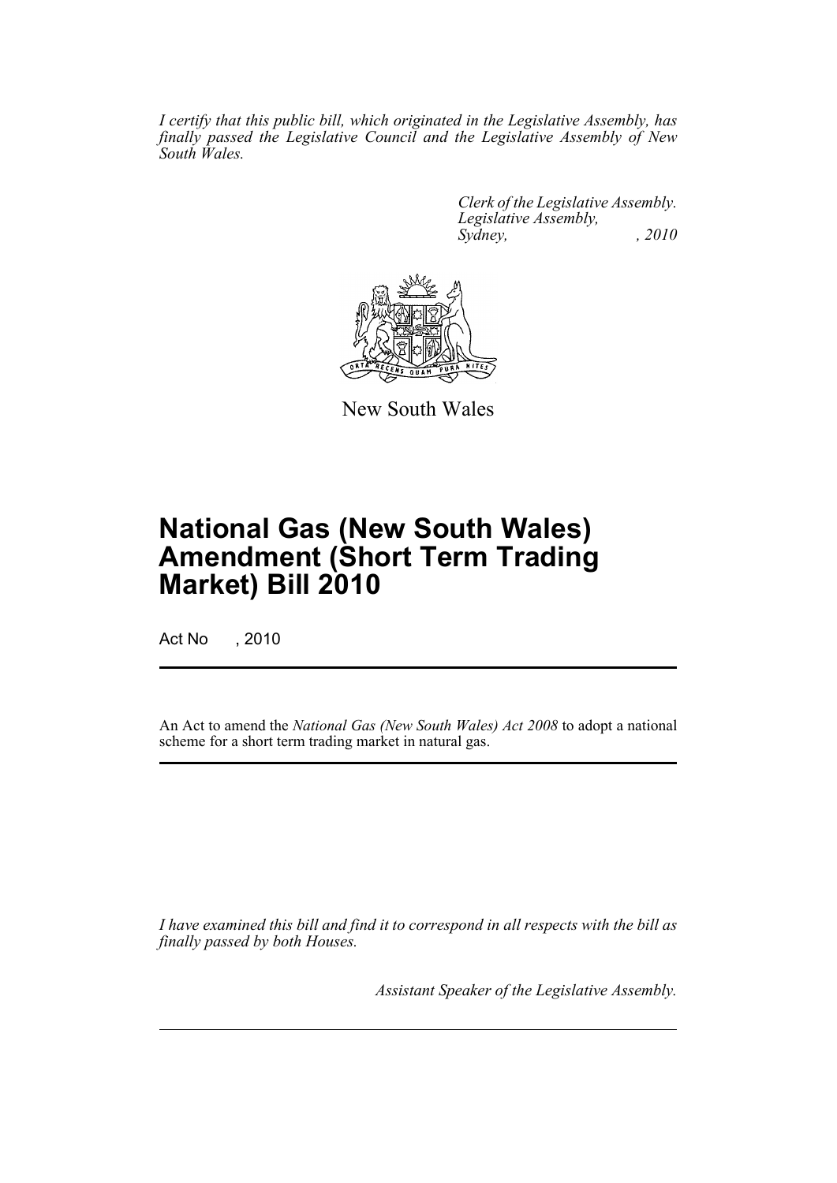*I certify that this public bill, which originated in the Legislative Assembly, has finally passed the Legislative Council and the Legislative Assembly of New South Wales.*

*Clerk of the Legislative Assembly.*
*Legislative Assembly,*
*Sydney, , 2010*

New South Wales

# National Gas (New South Wales) Amendment (Short Term Trading Market) Bill 2010

Act No , 2010

An Act to amend the *National Gas (New South Wales) Act 2008* to adopt a national scheme for a short term trading market in natural gas.

*I have examined this bill and find it to correspond in all respects with the bill as finally passed by both Houses.*

*Assistant Speaker of the Legislative Assembly.*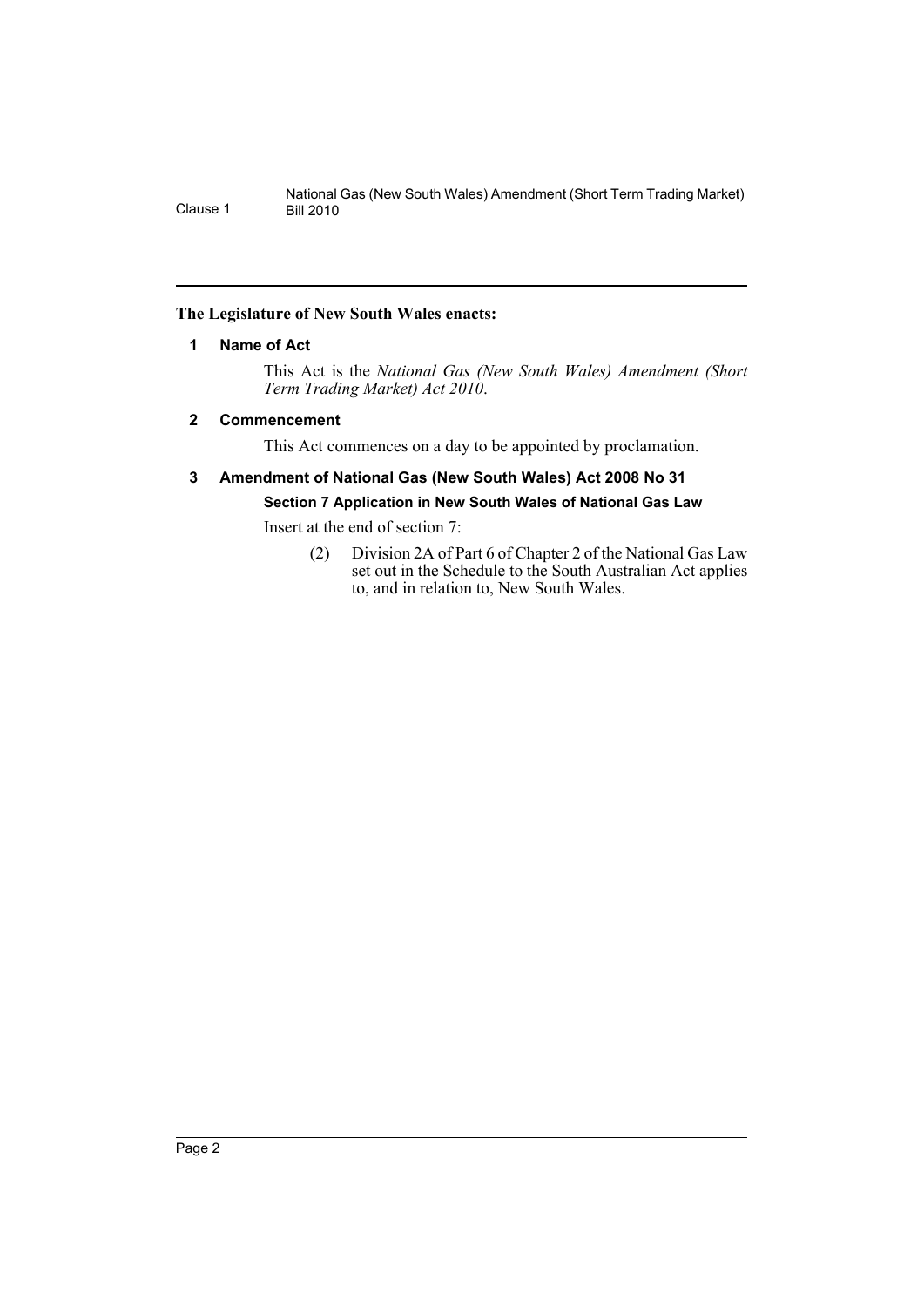**The Legislature of New South Wales enacts:**

## 1 Name of Act

This Act is the *National Gas (New South Wales) Amendment (Short Term Trading Market) Act 2010*.

## 2 Commencement

This Act commences on a day to be appointed by proclamation.

## 3 Amendment of National Gas (New South Wales) Act 2008 No 31

### Section 7 Application in New South Wales of National Gas Law

Insert at the end of section 7:

> (2) Division 2A of Part 6 of Chapter 2 of the National Gas Law set out in the Schedule to the South Australian Act applies to, and in relation to, New South Wales.